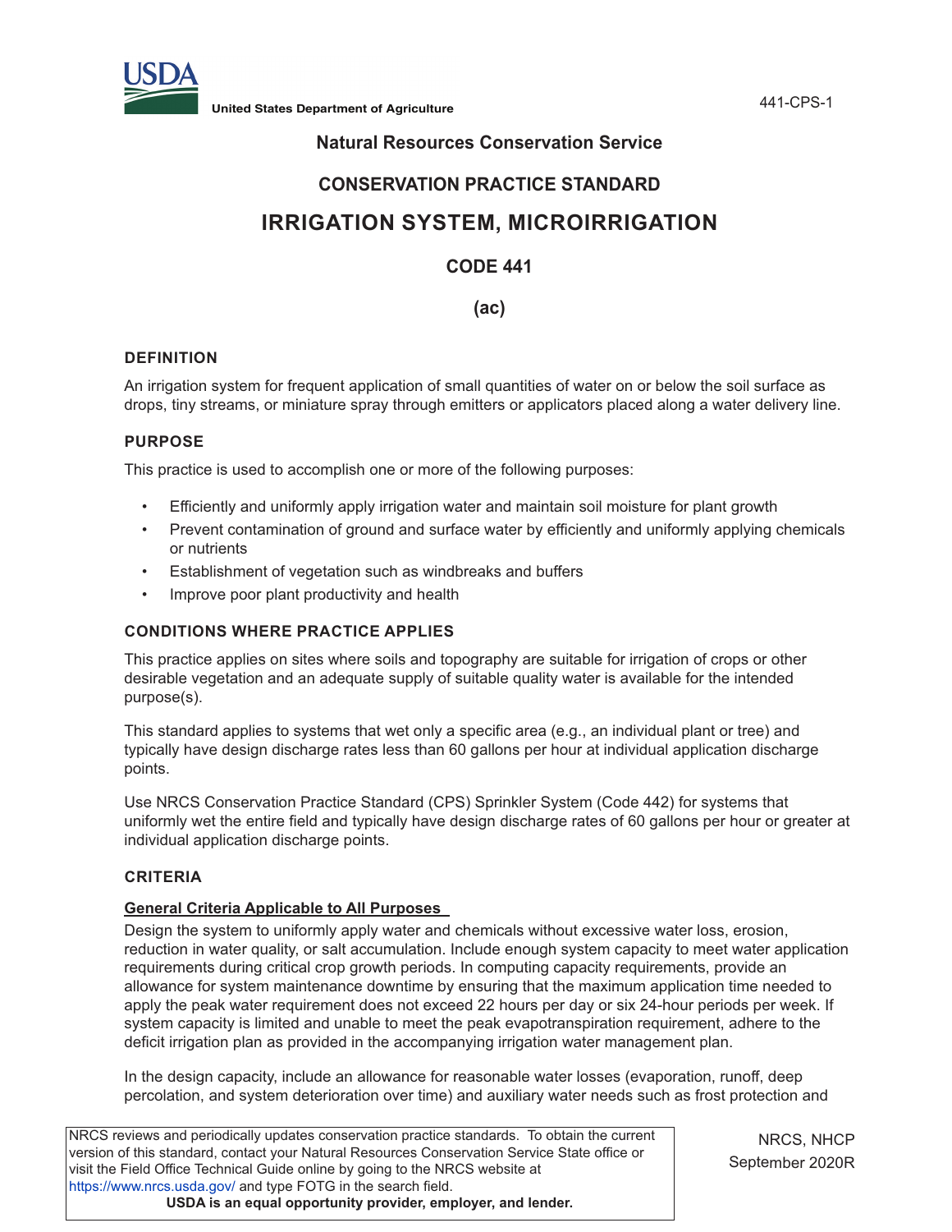United States Department of Agriculture

## Natural Resources Conservation Service

## CONSERVATION PRACTICE STANDARD

# IRRIGATION SYSTEM, MICROIRRIGATION

## CODE 441

## (ac)

### DEFINITION

An irrigation system for frequent application of small quantities of water on or below the soil surface as drops, tiny streams, or miniature spray through emitters or applicators placed along a water delivery line.

### PURPOSE

This practice is used to accomplish one or more of the following purposes:

- Efficiently and uniformly apply irrigation water and maintain soil moisture for plant growth
- Prevent contamination of ground and surface water by efficiently and uniformly applying chemicals or nutrients
- Establishment of vegetation such as windbreaks and buffers
- Improve poor plant productivity and health

### CONDITIONS WHERE PRACTICE APPLIES

This practice applies on sites where soils and topography are suitable for irrigation of crops or other desirable vegetation and an adequate supply of suitable quality water is available for the intended purpose(s).

This standard applies to systems that wet only a specific area (e.g., an individual plant or tree) and typically have design discharge rates less than 60 gallons per hour at individual application discharge points.

Use NRCS Conservation Practice Standard (CPS) Sprinkler System (Code 442) for systems that uniformly wet the entire field and typically have design discharge rates of 60 gallons per hour or greater at individual application discharge points.

### CRITERIA

**General Criteria Applicable to All Purposes**

Design the system to uniformly apply water and chemicals without excessive water loss, erosion, reduction in water quality, or salt accumulation. Include enough system capacity to meet water application requirements during critical crop growth periods. In computing capacity requirements, provide an allowance for system maintenance downtime by ensuring that the maximum application time needed to apply the peak water requirement does not exceed 22 hours per day or six 24-hour periods per week. If system capacity is limited and unable to meet the peak evapotranspiration requirement, adhere to the deficit irrigation plan as provided in the accompanying irrigation water management plan.

In the design capacity, include an allowance for reasonable water losses (evaporation, runoff, deep percolation, and system deterioration over time) and auxiliary water needs such as frost protection and

NRCS reviews and periodically updates conservation practice standards. To obtain the current version of this standard, contact your Natural Resources Conservation Service State office or visit the Field Office Technical Guide online by going to the NRCS website at https://www.nrcs.usda.gov/ and type FOTG in the search field.

**USDA is an equal opportunity provider, employer, and lender.**

NRCS, NHCP
September 2020R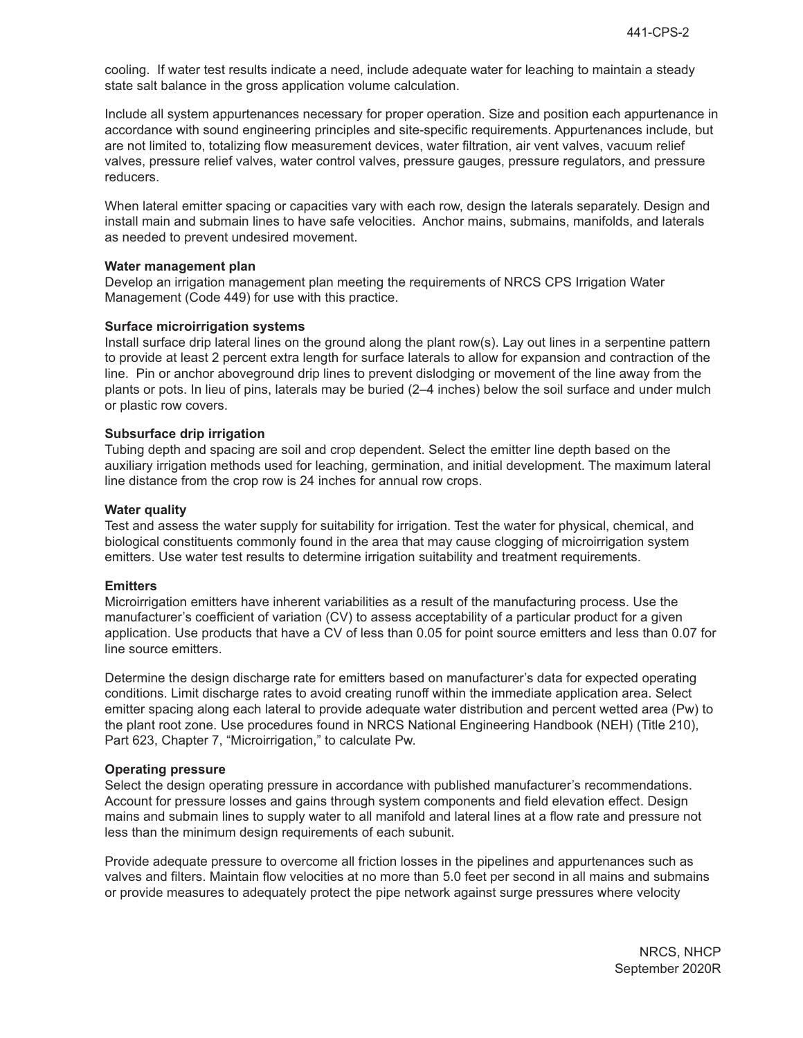cooling. If water test results indicate a need, include adequate water for leaching to maintain a steady state salt balance in the gross application volume calculation.

Include all system appurtenances necessary for proper operation. Size and position each appurtenance in accordance with sound engineering principles and site-specific requirements. Appurtenances include, but are not limited to, totalizing flow measurement devices, water filtration, air vent valves, vacuum relief valves, pressure relief valves, water control valves, pressure gauges, pressure regulators, and pressure reducers.

When lateral emitter spacing or capacities vary with each row, design the laterals separately. Design and install main and submain lines to have safe velocities. Anchor mains, submains, manifolds, and laterals as needed to prevent undesired movement.

**Water management plan**

Develop an irrigation management plan meeting the requirements of NRCS CPS Irrigation Water Management (Code 449) for use with this practice.

**Surface microirrigation systems**

Install surface drip lateral lines on the ground along the plant row(s). Lay out lines in a serpentine pattern to provide at least 2 percent extra length for surface laterals to allow for expansion and contraction of the line. Pin or anchor aboveground drip lines to prevent dislodging or movement of the line away from the plants or pots. In lieu of pins, laterals may be buried (2–4 inches) below the soil surface and under mulch or plastic row covers.

**Subsurface drip irrigation**

Tubing depth and spacing are soil and crop dependent. Select the emitter line depth based on the auxiliary irrigation methods used for leaching, germination, and initial development. The maximum lateral line distance from the crop row is 24 inches for annual row crops.

**Water quality**

Test and assess the water supply for suitability for irrigation. Test the water for physical, chemical, and biological constituents commonly found in the area that may cause clogging of microirrigation system emitters. Use water test results to determine irrigation suitability and treatment requirements.

**Emitters**

Microirrigation emitters have inherent variabilities as a result of the manufacturing process. Use the manufacturer's coefficient of variation (CV) to assess acceptability of a particular product for a given application. Use products that have a CV of less than 0.05 for point source emitters and less than 0.07 for line source emitters.

Determine the design discharge rate for emitters based on manufacturer's data for expected operating conditions. Limit discharge rates to avoid creating runoff within the immediate application area. Select emitter spacing along each lateral to provide adequate water distribution and percent wetted area (Pw) to the plant root zone. Use procedures found in NRCS National Engineering Handbook (NEH) (Title 210), Part 623, Chapter 7, "Microirrigation," to calculate Pw.

**Operating pressure**

Select the design operating pressure in accordance with published manufacturer's recommendations. Account for pressure losses and gains through system components and field elevation effect. Design mains and submain lines to supply water to all manifold and lateral lines at a flow rate and pressure not less than the minimum design requirements of each subunit.

Provide adequate pressure to overcome all friction losses in the pipelines and appurtenances such as valves and filters. Maintain flow velocities at no more than 5.0 feet per second in all mains and submains or provide measures to adequately protect the pipe network against surge pressures where velocity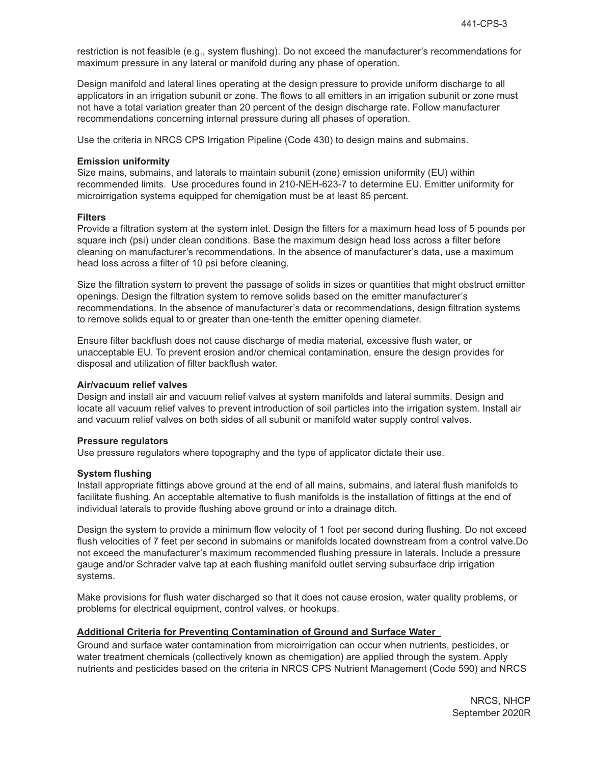restriction is not feasible (e.g., system flushing). Do not exceed the manufacturer's recommendations for maximum pressure in any lateral or manifold during any phase of operation.

Design manifold and lateral lines operating at the design pressure to provide uniform discharge to all applicators in an irrigation subunit or zone. The flows to all emitters in an irrigation subunit or zone must not have a total variation greater than 20 percent of the design discharge rate. Follow manufacturer recommendations concerning internal pressure during all phases of operation.

Use the criteria in NRCS CPS Irrigation Pipeline (Code 430) to design mains and submains.

**Emission uniformity**
Size mains, submains, and laterals to maintain subunit (zone) emission uniformity (EU) within recommended limits. Use procedures found in 210-NEH-623-7 to determine EU. Emitter uniformity for microirrigation systems equipped for chemigation must be at least 85 percent.

**Filters**
Provide a filtration system at the system inlet. Design the filters for a maximum head loss of 5 pounds per square inch (psi) under clean conditions. Base the maximum design head loss across a filter before cleaning on manufacturer's recommendations. In the absence of manufacturer's data, use a maximum head loss across a filter of 10 psi before cleaning.

Size the filtration system to prevent the passage of solids in sizes or quantities that might obstruct emitter openings. Design the filtration system to remove solids based on the emitter manufacturer's recommendations. In the absence of manufacturer's data or recommendations, design filtration systems to remove solids equal to or greater than one-tenth the emitter opening diameter.

Ensure filter backflush does not cause discharge of media material, excessive flush water, or unacceptable EU. To prevent erosion and/or chemical contamination, ensure the design provides for disposal and utilization of filter backflush water.

**Air/vacuum relief valves**
Design and install air and vacuum relief valves at system manifolds and lateral summits. Design and locate all vacuum relief valves to prevent introduction of soil particles into the irrigation system. Install air and vacuum relief valves on both sides of all subunit or manifold water supply control valves.

**Pressure regulators**
Use pressure regulators where topography and the type of applicator dictate their use.

**System flushing**
Install appropriate fittings above ground at the end of all mains, submains, and lateral flush manifolds to facilitate flushing. An acceptable alternative to flush manifolds is the installation of fittings at the end of individual laterals to provide flushing above ground or into a drainage ditch.

Design the system to provide a minimum flow velocity of 1 foot per second during flushing. Do not exceed flush velocities of 7 feet per second in submains or manifolds located downstream from a control valve.Do not exceed the manufacturer's maximum recommended flushing pressure in laterals. Include a pressure gauge and/or Schrader valve tap at each flushing manifold outlet serving subsurface drip irrigation systems.

Make provisions for flush water discharged so that it does not cause erosion, water quality problems, or problems for electrical equipment, control valves, or hookups.

**Additional Criteria for Preventing Contamination of Ground and Surface Water**

Ground and surface water contamination from microirrigation can occur when nutrients, pesticides, or water treatment chemicals (collectively known as chemigation) are applied through the system. Apply nutrients and pesticides based on the criteria in NRCS CPS Nutrient Management (Code 590) and NRCS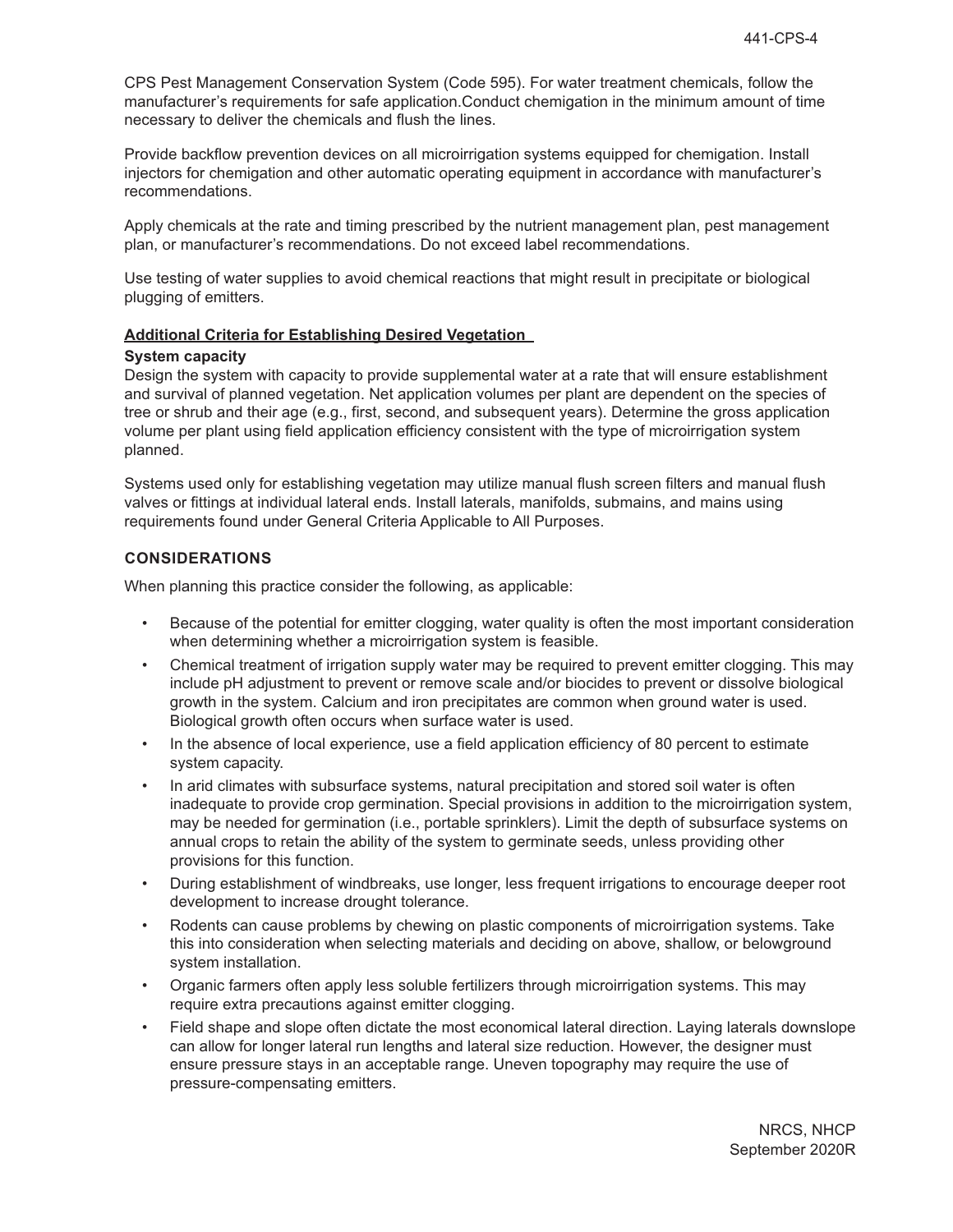CPS Pest Management Conservation System (Code 595). For water treatment chemicals, follow the manufacturer's requirements for safe application.Conduct chemigation in the minimum amount of time necessary to deliver the chemicals and flush the lines.

Provide backflow prevention devices on all microirrigation systems equipped for chemigation. Install injectors for chemigation and other automatic operating equipment in accordance with manufacturer's recommendations.

Apply chemicals at the rate and timing prescribed by the nutrient management plan, pest management plan, or manufacturer's recommendations. Do not exceed label recommendations.

Use testing of water supplies to avoid chemical reactions that might result in precipitate or biological plugging of emitters.

**Additional Criteria for Establishing Desired Vegetation**

**System capacity**

Design the system with capacity to provide supplemental water at a rate that will ensure establishment and survival of planned vegetation. Net application volumes per plant are dependent on the species of tree or shrub and their age (e.g., first, second, and subsequent years). Determine the gross application volume per plant using field application efficiency consistent with the type of microirrigation system planned.

Systems used only for establishing vegetation may utilize manual flush screen filters and manual flush valves or fittings at individual lateral ends. Install laterals, manifolds, submains, and mains using requirements found under General Criteria Applicable to All Purposes.

## CONSIDERATIONS

When planning this practice consider the following, as applicable:

- Because of the potential for emitter clogging, water quality is often the most important consideration when determining whether a microirrigation system is feasible.
- Chemical treatment of irrigation supply water may be required to prevent emitter clogging. This may include pH adjustment to prevent or remove scale and/or biocides to prevent or dissolve biological growth in the system. Calcium and iron precipitates are common when ground water is used. Biological growth often occurs when surface water is used.
- In the absence of local experience, use a field application efficiency of 80 percent to estimate system capacity.
- In arid climates with subsurface systems, natural precipitation and stored soil water is often inadequate to provide crop germination. Special provisions in addition to the microirrigation system, may be needed for germination (i.e., portable sprinklers). Limit the depth of subsurface systems on annual crops to retain the ability of the system to germinate seeds, unless providing other provisions for this function.
- During establishment of windbreaks, use longer, less frequent irrigations to encourage deeper root development to increase drought tolerance.
- Rodents can cause problems by chewing on plastic components of microirrigation systems. Take this into consideration when selecting materials and deciding on above, shallow, or belowground system installation.
- Organic farmers often apply less soluble fertilizers through microirrigation systems. This may require extra precautions against emitter clogging.
- Field shape and slope often dictate the most economical lateral direction. Laying laterals downslope can allow for longer lateral run lengths and lateral size reduction. However, the designer must ensure pressure stays in an acceptable range. Uneven topography may require the use of pressure-compensating emitters.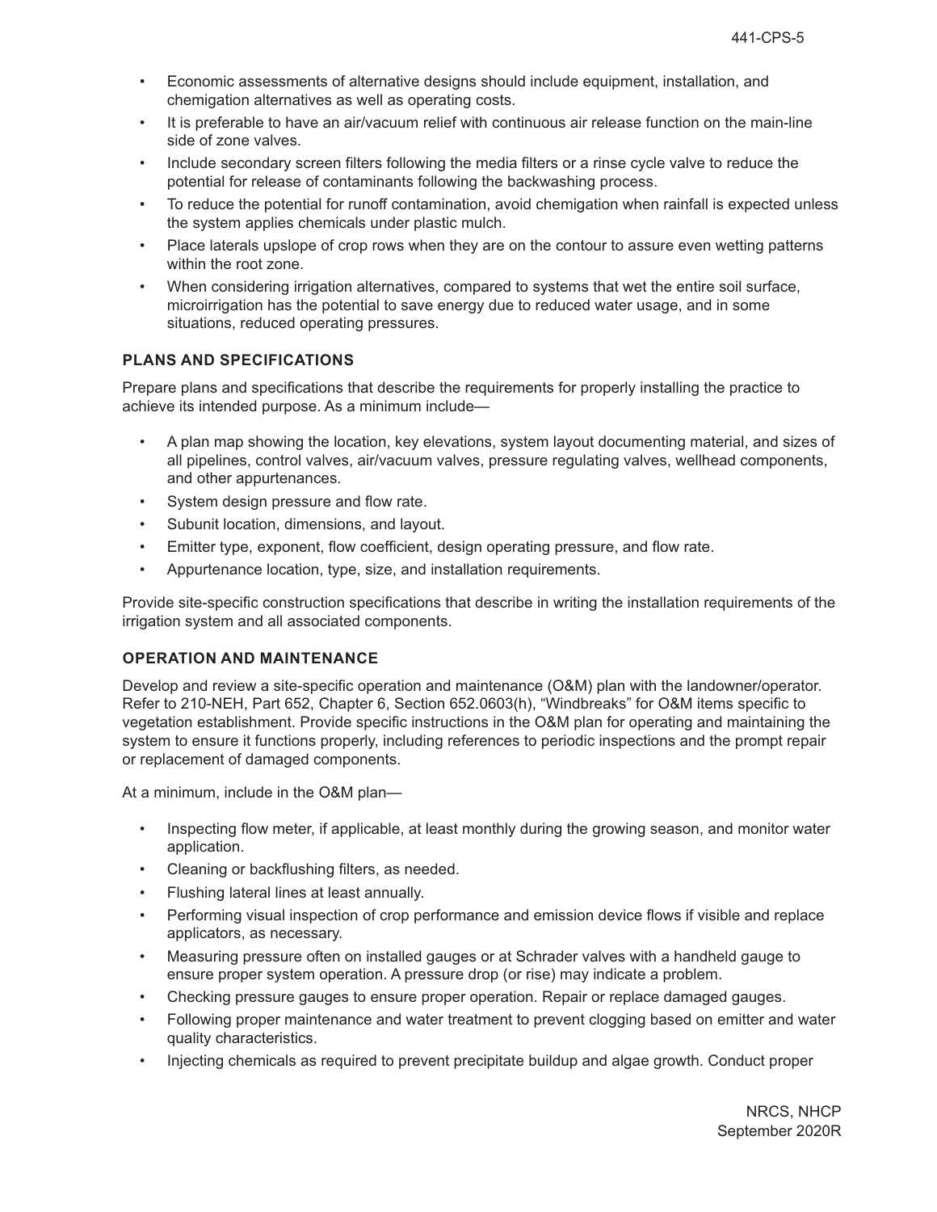- Economic assessments of alternative designs should include equipment, installation, and chemigation alternatives as well as operating costs.
- It is preferable to have an air/vacuum relief with continuous air release function on the main-line side of zone valves.
- Include secondary screen filters following the media filters or a rinse cycle valve to reduce the potential for release of contaminants following the backwashing process.
- To reduce the potential for runoff contamination, avoid chemigation when rainfall is expected unless the system applies chemicals under plastic mulch.
- Place laterals upslope of crop rows when they are on the contour to assure even wetting patterns within the root zone.
- When considering irrigation alternatives, compared to systems that wet the entire soil surface, microirrigation has the potential to save energy due to reduced water usage, and in some situations, reduced operating pressures.

## PLANS AND SPECIFICATIONS

Prepare plans and specifications that describe the requirements for properly installing the practice to achieve its intended purpose. As a minimum include—

- A plan map showing the location, key elevations, system layout documenting material, and sizes of all pipelines, control valves, air/vacuum valves, pressure regulating valves, wellhead components, and other appurtenances.
- System design pressure and flow rate.
- Subunit location, dimensions, and layout.
- Emitter type, exponent, flow coefficient, design operating pressure, and flow rate.
- Appurtenance location, type, size, and installation requirements.

Provide site-specific construction specifications that describe in writing the installation requirements of the irrigation system and all associated components.

## OPERATION AND MAINTENANCE

Develop and review a site-specific operation and maintenance (O&M) plan with the landowner/operator. Refer to 210-NEH, Part 652, Chapter 6, Section 652.0603(h), "Windbreaks" for O&M items specific to vegetation establishment. Provide specific instructions in the O&M plan for operating and maintaining the system to ensure it functions properly, including references to periodic inspections and the prompt repair or replacement of damaged components.

At a minimum, include in the O&M plan—

- Inspecting flow meter, if applicable, at least monthly during the growing season, and monitor water application.
- Cleaning or backflushing filters, as needed.
- Flushing lateral lines at least annually.
- Performing visual inspection of crop performance and emission device flows if visible and replace applicators, as necessary.
- Measuring pressure often on installed gauges or at Schrader valves with a handheld gauge to ensure proper system operation. A pressure drop (or rise) may indicate a problem.
- Checking pressure gauges to ensure proper operation. Repair or replace damaged gauges.
- Following proper maintenance and water treatment to prevent clogging based on emitter and water quality characteristics.
- Injecting chemicals as required to prevent precipitate buildup and algae growth. Conduct proper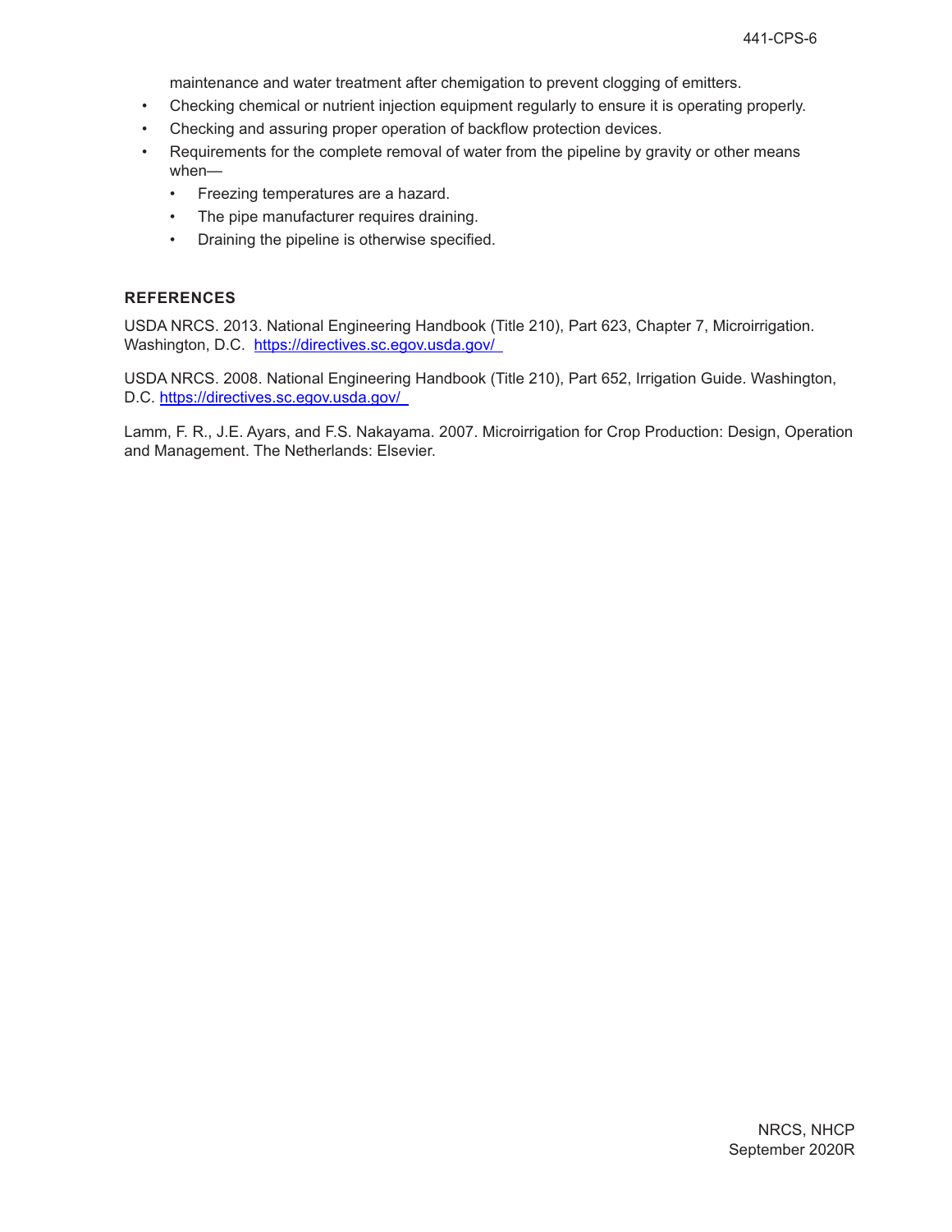maintenance and water treatment after chemigation to prevent clogging of emitters.

- Checking chemical or nutrient injection equipment regularly to ensure it is operating properly.
- Checking and assuring proper operation of backflow protection devices.
- Requirements for the complete removal of water from the pipeline by gravity or other means when—
  - Freezing temperatures are a hazard.
  - The pipe manufacturer requires draining.
  - Draining the pipeline is otherwise specified.

## REFERENCES

USDA NRCS. 2013. National Engineering Handbook (Title 210), Part 623, Chapter 7, Microirrigation. Washington, D.C. https://directives.sc.egov.usda.gov/

USDA NRCS. 2008. National Engineering Handbook (Title 210), Part 652, Irrigation Guide. Washington, D.C. https://directives.sc.egov.usda.gov/

Lamm, F. R., J.E. Ayars, and F.S. Nakayama. 2007. Microirrigation for Crop Production: Design, Operation and Management. The Netherlands: Elsevier.